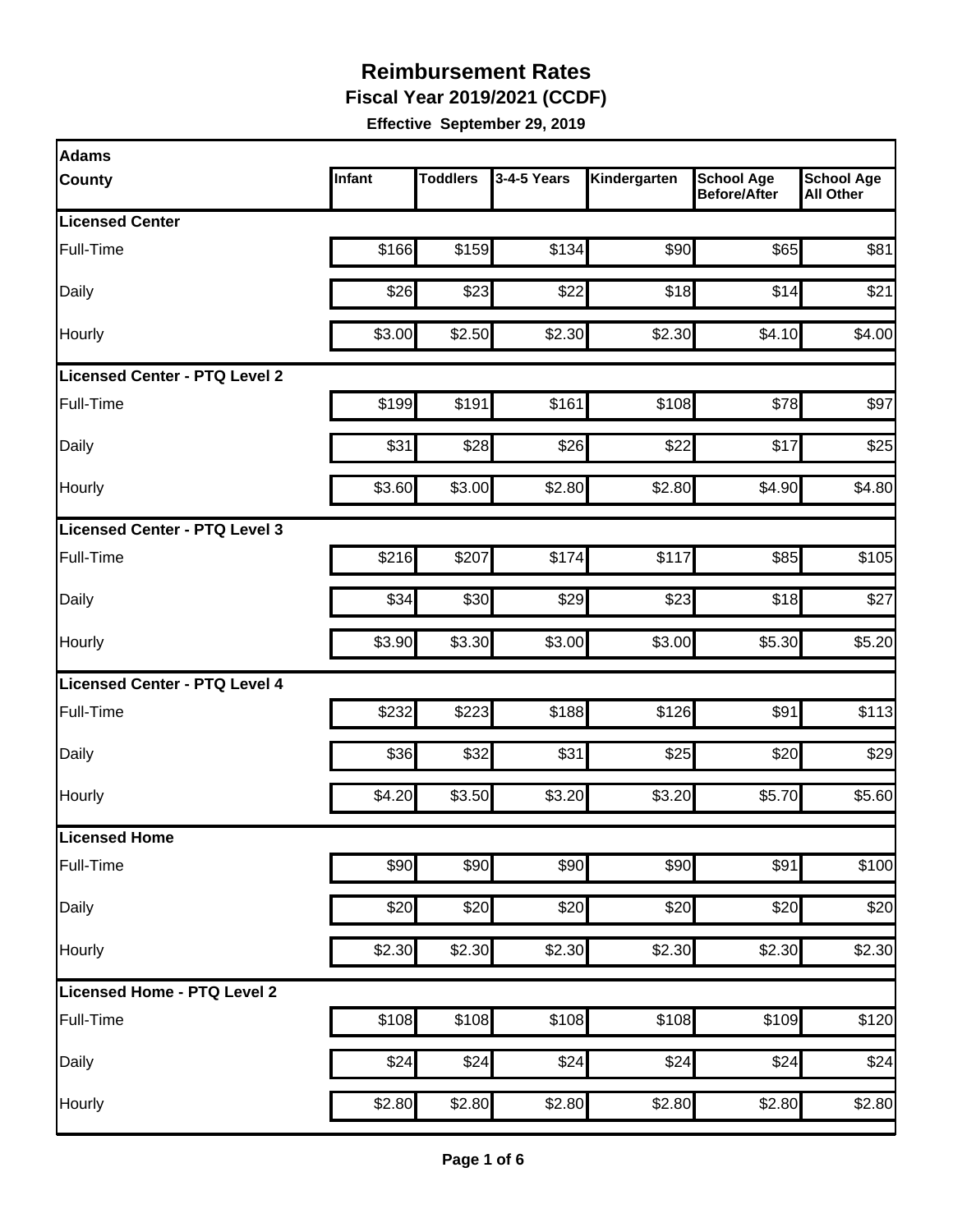# Reimbursement Rates

**Fiscal Year 2019/2021 (CCDF)**

**Effective September 29, 2019**

| Adams County | Infant | Toddlers | 3-4-5 Years | Kindergarten | School Age Before/After | School Age All Other |
|---|---|---|---|---|---|---|
| **Licensed Center** | | | | | | |
| Full-Time | $166 | $159 | $134 | $90 | $65 | $81 |
| Daily | $26 | $23 | $22 | $18 | $14 | $21 |
| Hourly | $3.00 | $2.50 | $2.30 | $2.30 | $4.10 | $4.00 |
| **Licensed Center - PTQ Level 2** | | | | | | |
| Full-Time | $199 | $191 | $161 | $108 | $78 | $97 |
| Daily | $31 | $28 | $26 | $22 | $17 | $25 |
| Hourly | $3.60 | $3.00 | $2.80 | $2.80 | $4.90 | $4.80 |
| **Licensed Center - PTQ Level 3** | | | | | | |
| Full-Time | $216 | $207 | $174 | $117 | $85 | $105 |
| Daily | $34 | $30 | $29 | $23 | $18 | $27 |
| Hourly | $3.90 | $3.30 | $3.00 | $3.00 | $5.30 | $5.20 |
| **Licensed Center - PTQ Level 4** | | | | | | |
| Full-Time | $232 | $223 | $188 | $126 | $91 | $113 |
| Daily | $36 | $32 | $31 | $25 | $20 | $29 |
| Hourly | $4.20 | $3.50 | $3.20 | $3.20 | $5.70 | $5.60 |
| **Licensed Home** | | | | | | |
| Full-Time | $90 | $90 | $90 | $90 | $91 | $100 |
| Daily | $20 | $20 | $20 | $20 | $20 | $20 |
| Hourly | $2.30 | $2.30 | $2.30 | $2.30 | $2.30 | $2.30 |
| **Licensed Home - PTQ Level 2** | | | | | | |
| Full-Time | $108 | $108 | $108 | $108 | $109 | $120 |
| Daily | $24 | $24 | $24 | $24 | $24 | $24 |
| Hourly | $2.80 | $2.80 | $2.80 | $2.80 | $2.80 | $2.80 |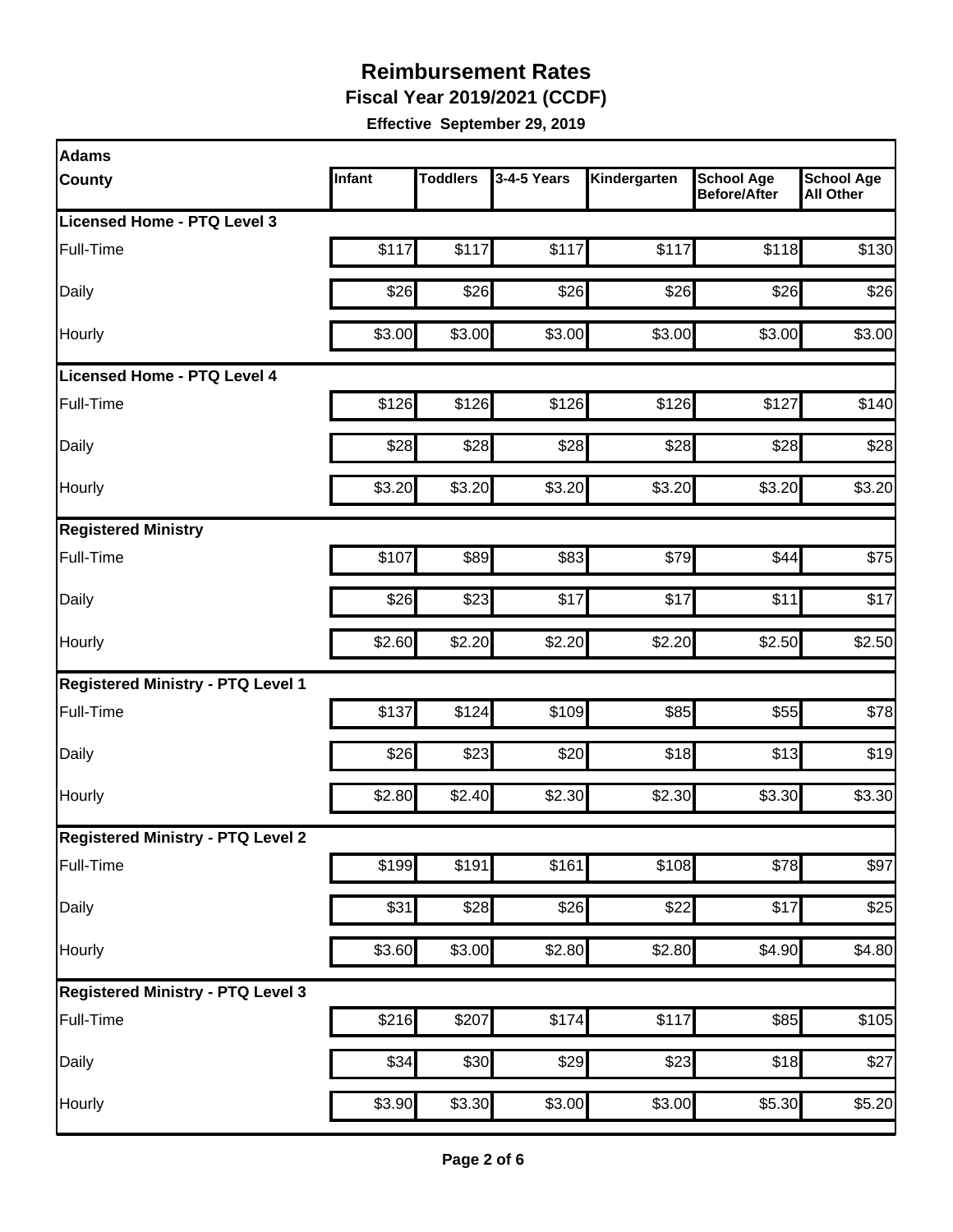# Reimbursement Rates

**Fiscal Year 2019/2021 (CCDF)**

**Effective September 29, 2019**

| Adams County | Infant | Toddlers | 3-4-5 Years | Kindergarten | School Age Before/After | School Age All Other |
|---|---|---|---|---|---|---|
| **Licensed Home - PTQ Level 3** | | | | | | |
| Full-Time | $117 | $117 | $117 | $117 | $118 | $130 |
| Daily | $26 | $26 | $26 | $26 | $26 | $26 |
| Hourly | $3.00 | $3.00 | $3.00 | $3.00 | $3.00 | $3.00 |
| **Licensed Home - PTQ Level 4** | | | | | | |
| Full-Time | $126 | $126 | $126 | $126 | $127 | $140 |
| Daily | $28 | $28 | $28 | $28 | $28 | $28 |
| Hourly | $3.20 | $3.20 | $3.20 | $3.20 | $3.20 | $3.20 |
| **Registered Ministry** | | | | | | |
| Full-Time | $107 | $89 | $83 | $79 | $44 | $75 |
| Daily | $26 | $23 | $17 | $17 | $11 | $17 |
| Hourly | $2.60 | $2.20 | $2.20 | $2.20 | $2.50 | $2.50 |
| **Registered Ministry - PTQ Level 1** | | | | | | |
| Full-Time | $137 | $124 | $109 | $85 | $55 | $78 |
| Daily | $26 | $23 | $20 | $18 | $13 | $19 |
| Hourly | $2.80 | $2.40 | $2.30 | $2.30 | $3.30 | $3.30 |
| **Registered Ministry - PTQ Level 2** | | | | | | |
| Full-Time | $199 | $191 | $161 | $108 | $78 | $97 |
| Daily | $31 | $28 | $26 | $22 | $17 | $25 |
| Hourly | $3.60 | $3.00 | $2.80 | $2.80 | $4.90 | $4.80 |
| **Registered Ministry - PTQ Level 3** | | | | | | |
| Full-Time | $216 | $207 | $174 | $117 | $85 | $105 |
| Daily | $34 | $30 | $29 | $23 | $18 | $27 |
| Hourly | $3.90 | $3.30 | $3.00 | $3.00 | $5.30 | $5.20 |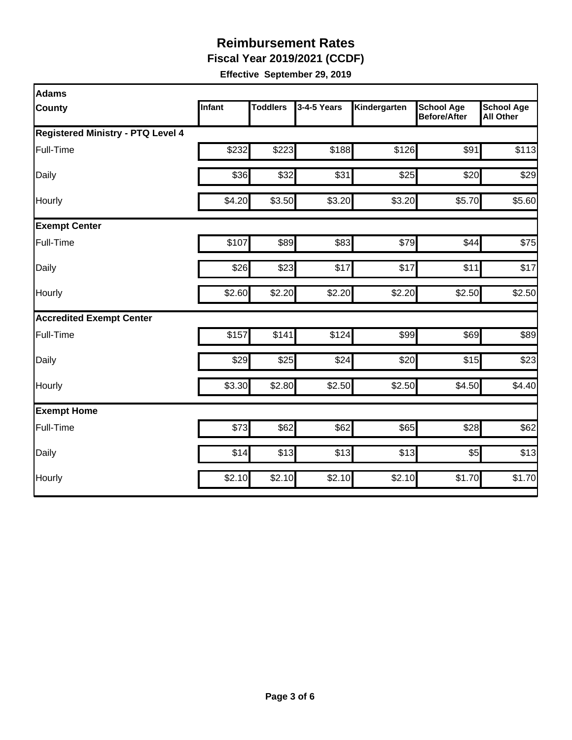# Reimbursement Rates

**Fiscal Year 2019/2021 (CCDF)**

**Effective September 29, 2019**

| Adams<br>County | Infant | Toddlers | 3-4-5 Years | Kindergarten | School Age Before/After | School Age All Other |
|---|---|---|---|---|---|---|
| **Registered Ministry - PTQ Level 4** | | | | | | |
| Full-Time | $232 | $223 | $188 | $126 | $91 | $113 |
| Daily | $36 | $32 | $31 | $25 | $20 | $29 |
| Hourly | $4.20 | $3.50 | $3.20 | $3.20 | $5.70 | $5.60 |
| **Exempt Center** | | | | | | |
| Full-Time | $107 | $89 | $83 | $79 | $44 | $75 |
| Daily | $26 | $23 | $17 | $17 | $11 | $17 |
| Hourly | $2.60 | $2.20 | $2.20 | $2.20 | $2.50 | $2.50 |
| **Accredited Exempt Center** | | | | | | |
| Full-Time | $157 | $141 | $124 | $99 | $69 | $89 |
| Daily | $29 | $25 | $24 | $20 | $15 | $23 |
| Hourly | $3.30 | $2.80 | $2.50 | $2.50 | $4.50 | $4.40 |
| **Exempt Home** | | | | | | |
| Full-Time | $73 | $62 | $62 | $65 | $28 | $62 |
| Daily | $14 | $13 | $13 | $13 | $5 | $13 |
| Hourly | $2.10 | $2.10 | $2.10 | $2.10 | $1.70 | $1.70 |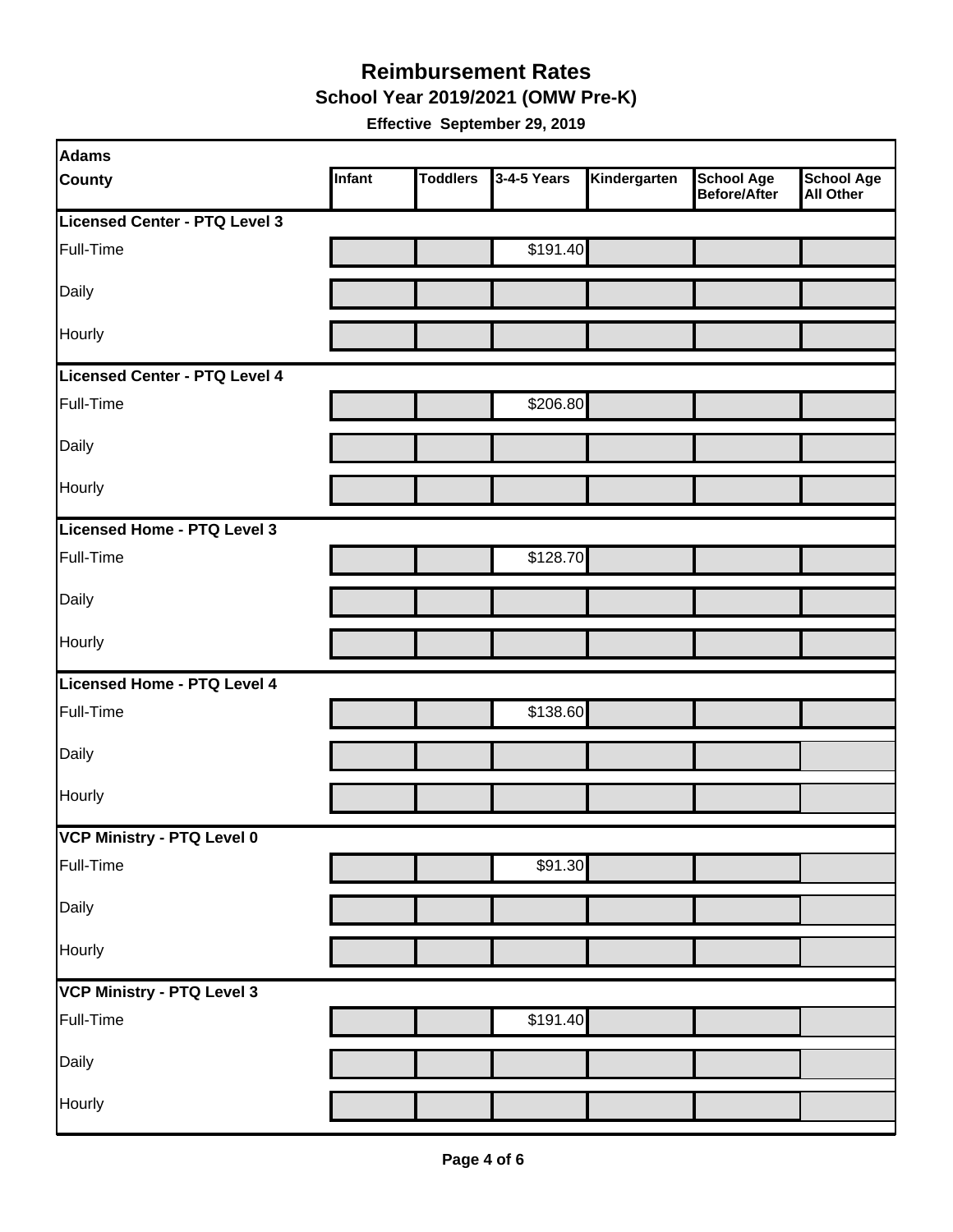# Reimbursement Rates

## School Year 2019/2021 (OMW Pre-K)

**Effective September 29, 2019**

| Adams<br>County | Infant | Toddlers | 3-4-5 Years | Kindergarten | School Age Before/After | School Age All Other |
|---|---|---|---|---|---|---|
| **Licensed Center - PTQ Level 3** | | | | | | |
| Full-Time | | | $191.40 | | | |
| Daily | | | | | | |
| Hourly | | | | | | |
| **Licensed Center - PTQ Level 4** | | | | | | |
| Full-Time | | | $206.80 | | | |
| Daily | | | | | | |
| Hourly | | | | | | |
| **Licensed Home - PTQ Level 3** | | | | | | |
| Full-Time | | | $128.70 | | | |
| Daily | | | | | | |
| Hourly | | | | | | |
| **Licensed Home - PTQ Level 4** | | | | | | |
| Full-Time | | | $138.60 | | | |
| Daily | | | | | | |
| Hourly | | | | | | |
| **VCP Ministry - PTQ Level 0** | | | | | | |
| Full-Time | | | $91.30 | | | |
| Daily | | | | | | |
| Hourly | | | | | | |
| **VCP Ministry - PTQ Level 3** | | | | | | |
| Full-Time | | | $191.40 | | | |
| Daily | | | | | | |
| Hourly | | | | | | |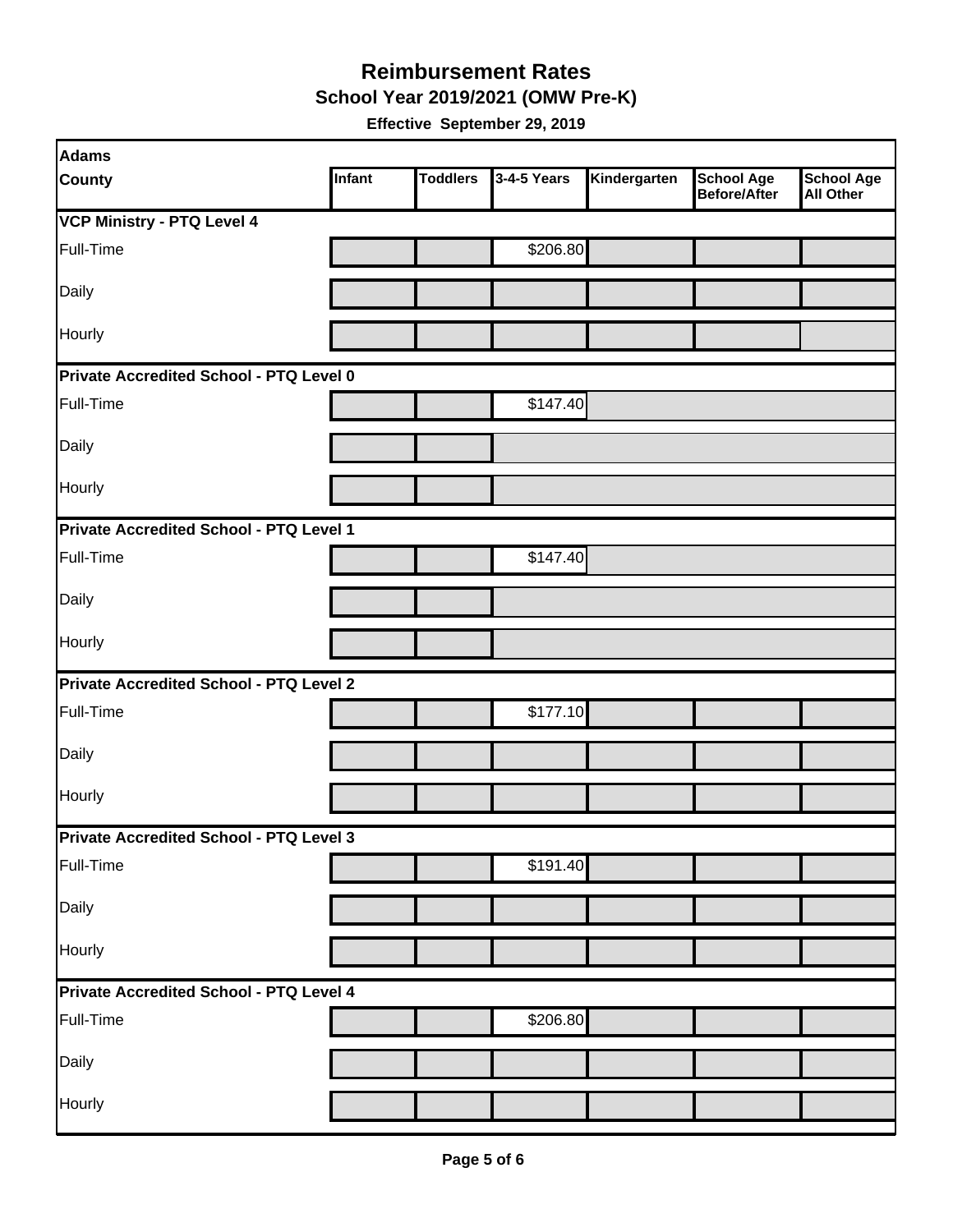# Reimbursement Rates

## School Year 2019/2021 (OMW Pre-K)

**Effective September 29, 2019**

| Adams County | Infant | Toddlers | 3-4-5 Years | Kindergarten | School Age Before/After | School Age All Other |
|---|---|---|---|---|---|---|
| **VCP Ministry - PTQ Level 4** | | | | | | |
| Full-Time | | | $206.80 | | | |
| Daily | | | | | | |
| Hourly | | | | | | |
| **Private Accredited School - PTQ Level 0** | | | | | | |
| Full-Time | | | $147.40 | | | |
| Daily | | | | | | |
| Hourly | | | | | | |
| **Private Accredited School - PTQ Level 1** | | | | | | |
| Full-Time | | | $147.40 | | | |
| Daily | | | | | | |
| Hourly | | | | | | |
| **Private Accredited School - PTQ Level 2** | | | | | | |
| Full-Time | | | $177.10 | | | |
| Daily | | | | | | |
| Hourly | | | | | | |
| **Private Accredited School - PTQ Level 3** | | | | | | |
| Full-Time | | | $191.40 | | | |
| Daily | | | | | | |
| Hourly | | | | | | |
| **Private Accredited School - PTQ Level 4** | | | | | | |
| Full-Time | | | $206.80 | | | |
| Daily | | | | | | |
| Hourly | | | | | | |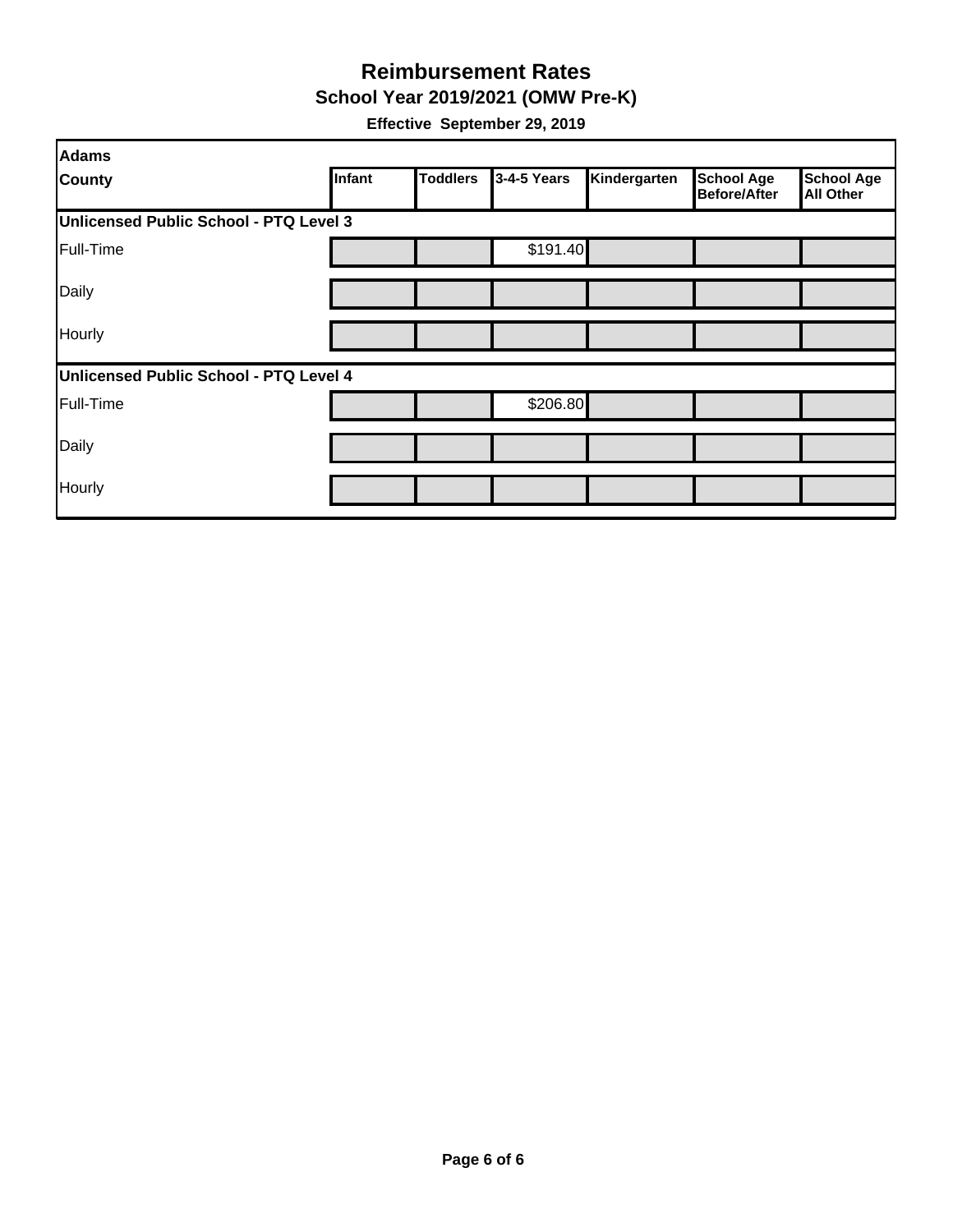# Reimbursement Rates

## School Year 2019/2021 (OMW Pre-K)

**Effective September 29, 2019**

| Adams County | Infant | Toddlers | 3-4-5 Years | Kindergarten | School Age Before/After | School Age All Other |
|---|---|---|---|---|---|---|
| **Unlicensed Public School - PTQ Level 3** | | | | | | |
| Full-Time | | | $191.40 | | | |
| Daily | | | | | | |
| Hourly | | | | | | |
| **Unlicensed Public School - PTQ Level 4** | | | | | | |
| Full-Time | | | $206.80 | | | |
| Daily | | | | | | |
| Hourly | | | | | | |